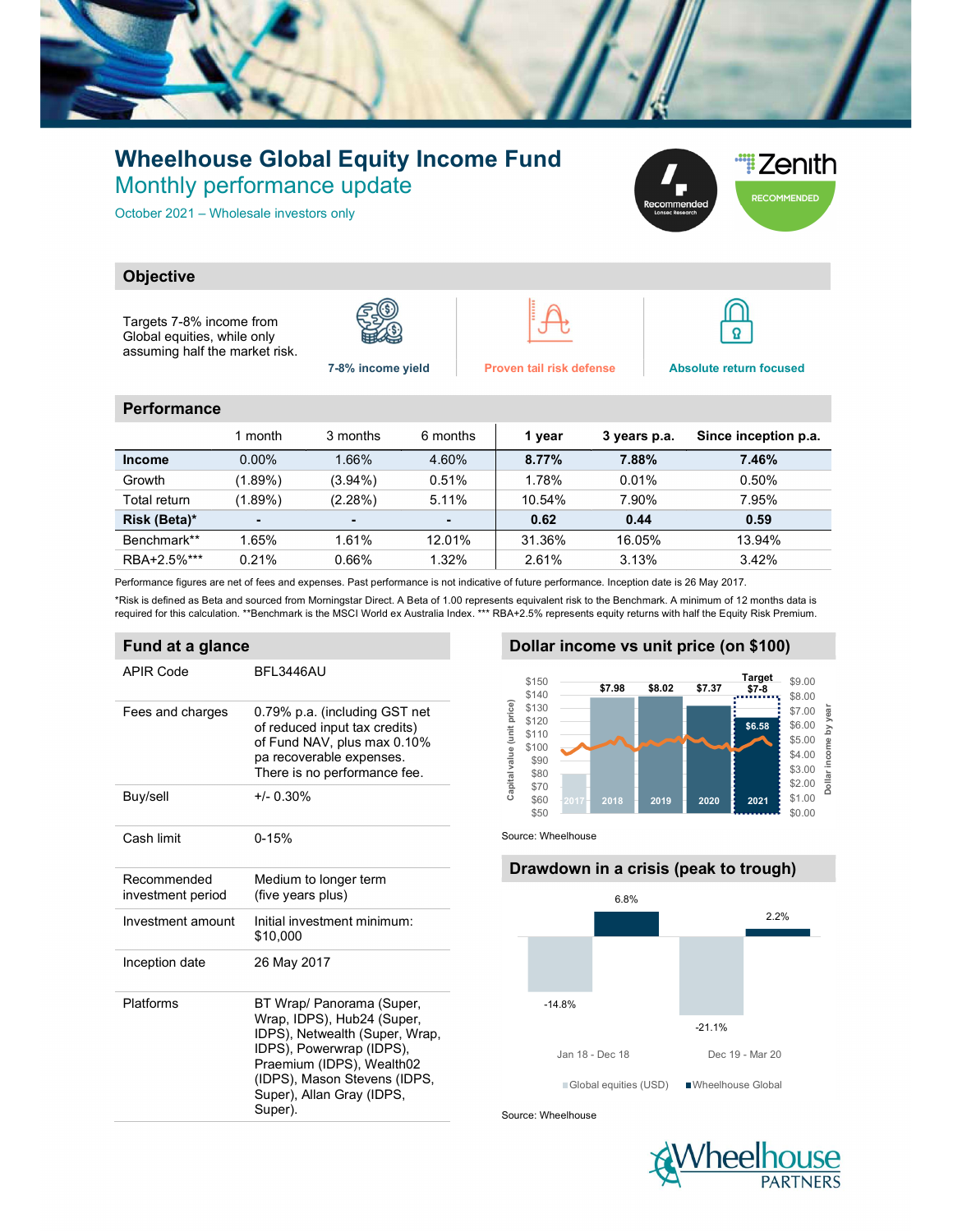# Wheelhouse Global Equity Income Fund

## Monthly performance update

October 2021 – Wholesale investors only

## Objective

Targets 7-8% income from Global equities, while only assuming half the market risk.

- 7-8% income yield
- Proven tail risk defense
- Absolute return focused

## Performance

| | 1 month | 3 months | 6 months | 1 year | 3 years p.a. | Since inception p.a. |
|---|---|---|---|---|---|---|
| **Income** | 0.00% | 1.66% | 4.60% | **8.77%** | **7.88%** | **7.46%** |
| Growth | (1.89%) | (3.94%) | 0.51% | 1.78% | 0.01% | 0.50% |
| Total return | (1.89%) | (2.28%) | 5.11% | 10.54% | 7.90% | 7.95% |
| **Risk (Beta)*** | - | - | - | **0.62** | **0.44** | **0.59** |
| Benchmark** | 1.65% | 1.61% | 12.01% | 31.36% | 16.05% | 13.94% |
| RBA+2.5%*** | 0.21% | 0.66% | 1.32% | 2.61% | 3.13% | 3.42% |

Performance figures are net of fees and expenses. Past performance is not indicative of future performance. Inception date is 26 May 2017.

*Risk is defined as Beta and sourced from Morningstar Direct. A Beta of 1.00 represents equivalent risk to the Benchmark. A minimum of 12 months data is required for this calculation. **Benchmark is the MSCI World ex Australia Index. *** RBA+2.5% represents equity returns with half the Equity Risk Premium.

## Fund at a glance

| | |
|---|---|
| APIR Code | BFL3446AU |
| Fees and charges | 0.79% p.a. (including GST net of reduced input tax credits) of Fund NAV, plus max 0.10% pa recoverable expenses. There is no performance fee. |
| Buy/sell | +/- 0.30% |
| Cash limit | 0-15% |
| Recommended investment period | Medium to longer term (five years plus) |
| Investment amount | Initial investment minimum: $10,000 |
| Inception date | 26 May 2017 |
| Platforms | BT Wrap/ Panorama (Super, Wrap, IDPS), Hub24 (Super, IDPS), Netwealth (Super, Wrap, IDPS), Powerwrap (IDPS), Praemium (IDPS), Wealth02 (IDPS), Mason Stevens (IDPS, Super), Allan Gray (IDPS, Super). |

## Dollar income vs unit price (on $100)

| Year | Dollar income |
|---|---|
| 2017 | |
| 2018 | $7.98 |
| 2019 | $8.02 |
| 2020 | $7.37 |
| 2021 | $6.58 (Target $7-8) |

Source: Wheelhouse

## Drawdown in a crisis (peak to trough)

| Period | Global equities (USD) | Wheelhouse Global |
|---|---|---|
| Jan 18 - Dec 18 | -14.8% | 6.8% |
| Dec 19 - Mar 20 | -21.1% | 2.2% |

Source: Wheelhouse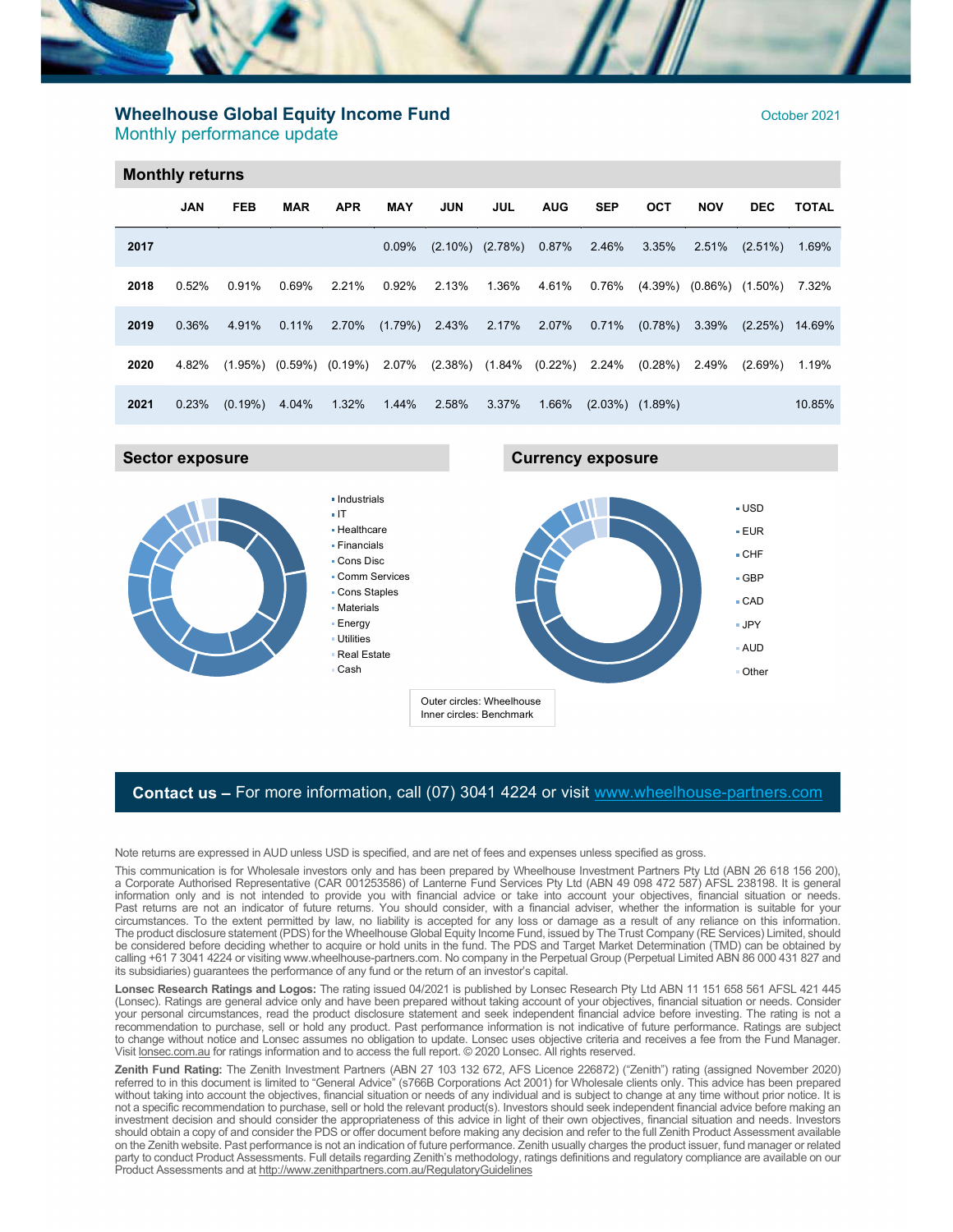## Wheelhouse Global Equity Income Fund

Monthly performance update

October 2021

### Monthly returns

| | JAN | FEB | MAR | APR | MAY | JUN | JUL | AUG | SEP | OCT | NOV | DEC | TOTAL |
|---|---|---|---|---|---|---|---|---|---|---|---|---|---|
| **2017** | | | | | 0.09% | (2.10%) | (2.78%) | 0.87% | 2.46% | 3.35% | 2.51% | (2.51%) | 1.69% |
| **2018** | 0.52% | 0.91% | 0.69% | 2.21% | 0.92% | 2.13% | 1.36% | 4.61% | 0.76% | (4.39%) | (0.86%) | (1.50%) | 7.32% |
| **2019** | 0.36% | 4.91% | 0.11% | 2.70% | (1.79%) | 2.43% | 2.17% | 2.07% | 0.71% | (0.78%) | 3.39% | (2.25%) | 14.69% |
| **2020** | 4.82% | (1.95%) | (0.59%) | (0.19%) | 2.07% | (2.38%) | (1.84% | (0.22%) | 2.24% | (0.28%) | 2.49% | (2.69%) | 1.19% |
| **2021** | 0.23% | (0.19%) | 4.04% | 1.32% | 1.44% | 2.58% | 3.37% | 1.66% | (2.03%) | (1.89%) | | | 10.85% |

### Sector exposure

Industrials
IT
Healthcare
Financials
Cons Disc
Comm Services
Cons Staples
Materials
Energy
Utilities
Real Estate
Cash

### Currency exposure

USD
EUR
CHF
GBP
CAD
JPY
AUD
Other

Outer circles: Wheelhouse
Inner circles: Benchmark

**Contact us –** For more information, call (07) 3041 4224 or visit www.wheelhouse-partners.com

Note returns are expressed in AUD unless USD is specified, and are net of fees and expenses unless specified as gross.

This communication is for Wholesale investors only and has been prepared by Wheelhouse Investment Partners Pty Ltd (ABN 26 618 156 200), a Corporate Authorised Representative (CAR 001253586) of Lanterne Fund Services Pty Ltd (ABN 49 098 472 587) AFSL 238198. It is general information only and is not intended to provide you with financial advice or take into account your objectives, financial situation or needs. Past returns are not an indicator of future returns. You should consider, with a financial adviser, whether the information is suitable for your circumstances. To the extent permitted by law, no liability is accepted for any loss or damage as a result of any reliance on this information. The product disclosure statement (PDS) for the Wheelhouse Global Equity Income Fund, issued by The Trust Company (RE Services) Limited, should be considered before deciding whether to acquire or hold units in the fund. The PDS and Target Market Determination (TMD) can be obtained by calling +61 7 3041 4224 or visiting www.wheelhouse-partners.com. No company in the Perpetual Group (Perpetual Limited ABN 86 000 431 827 and its subsidiaries) guarantees the performance of any fund or the return of an investor's capital.

**Lonsec Research Ratings and Logos:** The rating issued 04/2021 is published by Lonsec Research Pty Ltd ABN 11 151 658 561 AFSL 421 445 (Lonsec). Ratings are general advice only and have been prepared without taking account of your objectives, financial situation or needs. Consider your personal circumstances, read the product disclosure statement and seek independent financial advice before investing. The rating is not a recommendation to purchase, sell or hold any product. Past performance information is not indicative of future performance. Ratings are subject to change without notice and Lonsec assumes no obligation to update. Lonsec uses objective criteria and receives a fee from the Fund Manager. Visit lonsec.com.au for ratings information and to access the full report. © 2020 Lonsec. All rights reserved.

**Zenith Fund Rating:** The Zenith Investment Partners (ABN 27 103 132 672, AFS Licence 226872) ("Zenith") rating (assigned November 2020) referred to in this document is limited to "General Advice" (s766B Corporations Act 2001) for Wholesale clients only. This advice has been prepared without taking into account the objectives, financial situation or needs of any individual and is subject to change at any time without prior notice. It is not a specific recommendation to purchase, sell or hold the relevant product(s). Investors should seek independent financial advice before making an investment decision and should consider the appropriateness of this advice in light of their own objectives, financial situation and needs. Investors should obtain a copy of and consider the PDS or offer document before making any decision and refer to the full Zenith Product Assessment available on the Zenith website. Past performance is not an indication of future performance. Zenith usually charges the product issuer, fund manager or related party to conduct Product Assessments. Full details regarding Zenith's methodology, ratings definitions and regulatory compliance are available on our Product Assessments and at http://www.zenithpartners.com.au/RegulatoryGuidelines